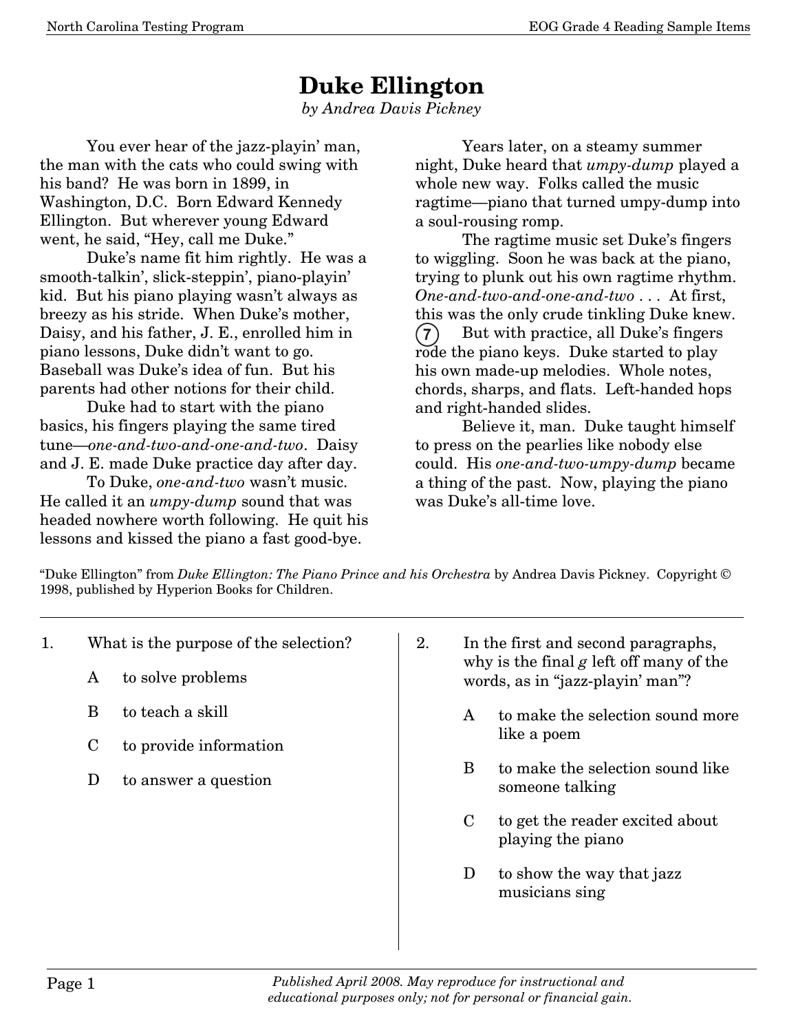# Duke Ellington

*by Andrea Davis Pickney*

You ever hear of the jazz-playin' man, the man with the cats who could swing with his band? He was born in 1899, in Washington, D.C. Born Edward Kennedy Ellington. But wherever young Edward went, he said, "Hey, call me Duke."

Duke's name fit him rightly. He was a smooth-talkin', slick-steppin', piano-playin' kid. But his piano playing wasn't always as breezy as his stride. When Duke's mother, Daisy, and his father, J. E., enrolled him in piano lessons, Duke didn't want to go. Baseball was Duke's idea of fun. But his parents had other notions for their child.

Duke had to start with the piano basics, his fingers playing the same tired tune—*one-and-two-and-one-and-two*. Daisy and J. E. made Duke practice day after day.

To Duke, *one-and-two* wasn't music. He called it an *umpy-dump* sound that was headed nowhere worth following. He quit his lessons and kissed the piano a fast good-bye.

Years later, on a steamy summer night, Duke heard that *umpy-dump* played a whole new way. Folks called the music ragtime—piano that turned umpy-dump into a soul-rousing romp.

The ragtime music set Duke's fingers to wiggling. Soon he was back at the piano, trying to plunk out his own ragtime rhythm. *One-and-two-and-one-and-two* . . . At first, this was the only crude tinkling Duke knew.

(7) But with practice, all Duke's fingers rode the piano keys. Duke started to play his own made-up melodies. Whole notes, chords, sharps, and flats. Left-handed hops and right-handed slides.

Believe it, man. Duke taught himself to press on the pearlies like nobody else could. His *one-and-two-umpy-dump* became a thing of the past. Now, playing the piano was Duke's all-time love.

"Duke Ellington" from *Duke Ellington: The Piano Prince and his Orchestra* by Andrea Davis Pickney. Copyright © 1998, published by Hyperion Books for Children.

---

1. What is the purpose of the selection?

   A to solve problems

   B to teach a skill

   C to provide information

   D to answer a question

2. In the first and second paragraphs, why is the final *g* left off many of the words, as in "jazz-playin' man"?

   A to make the selection sound more like a poem

   B to make the selection sound like someone talking

   C to get the reader excited about playing the piano

   D to show the way that jazz musicians sing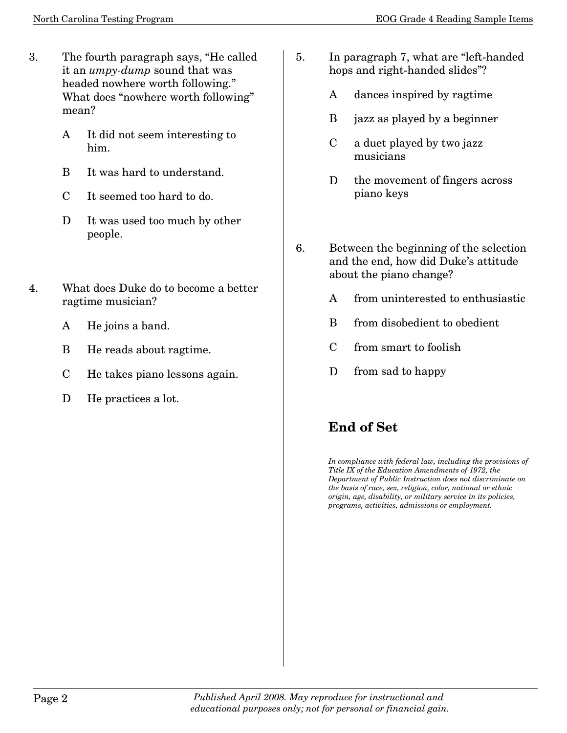3. The fourth paragraph says, “He called it an *umpy-dump* sound that was headed nowhere worth following.” What does “nowhere worth following” mean?

   A It did not seem interesting to him.

   B It was hard to understand.

   C It seemed too hard to do.

   D It was used too much by other people.

4. What does Duke do to become a better ragtime musician?

   A He joins a band.

   B He reads about ragtime.

   C He takes piano lessons again.

   D He practices a lot.

5. In paragraph 7, what are “left-handed hops and right-handed slides”?

   A dances inspired by ragtime

   B jazz as played by a beginner

   C a duet played by two jazz musicians

   D the movement of fingers across piano keys

6. Between the beginning of the selection and the end, how did Duke’s attitude about the piano change?

   A from uninterested to enthusiastic

   B from disobedient to obedient

   C from smart to foolish

   D from sad to happy

## End of Set

*In compliance with federal law, including the provisions of Title IX of the Education Amendments of 1972, the Department of Public Instruction does not discriminate on the basis of race, sex, religion, color, national or ethnic origin, age, disability, or military service in its policies, programs, activities, admissions or employment.*

*Published April 2008. May reproduce for instructional and educational purposes only; not for personal or financial gain.*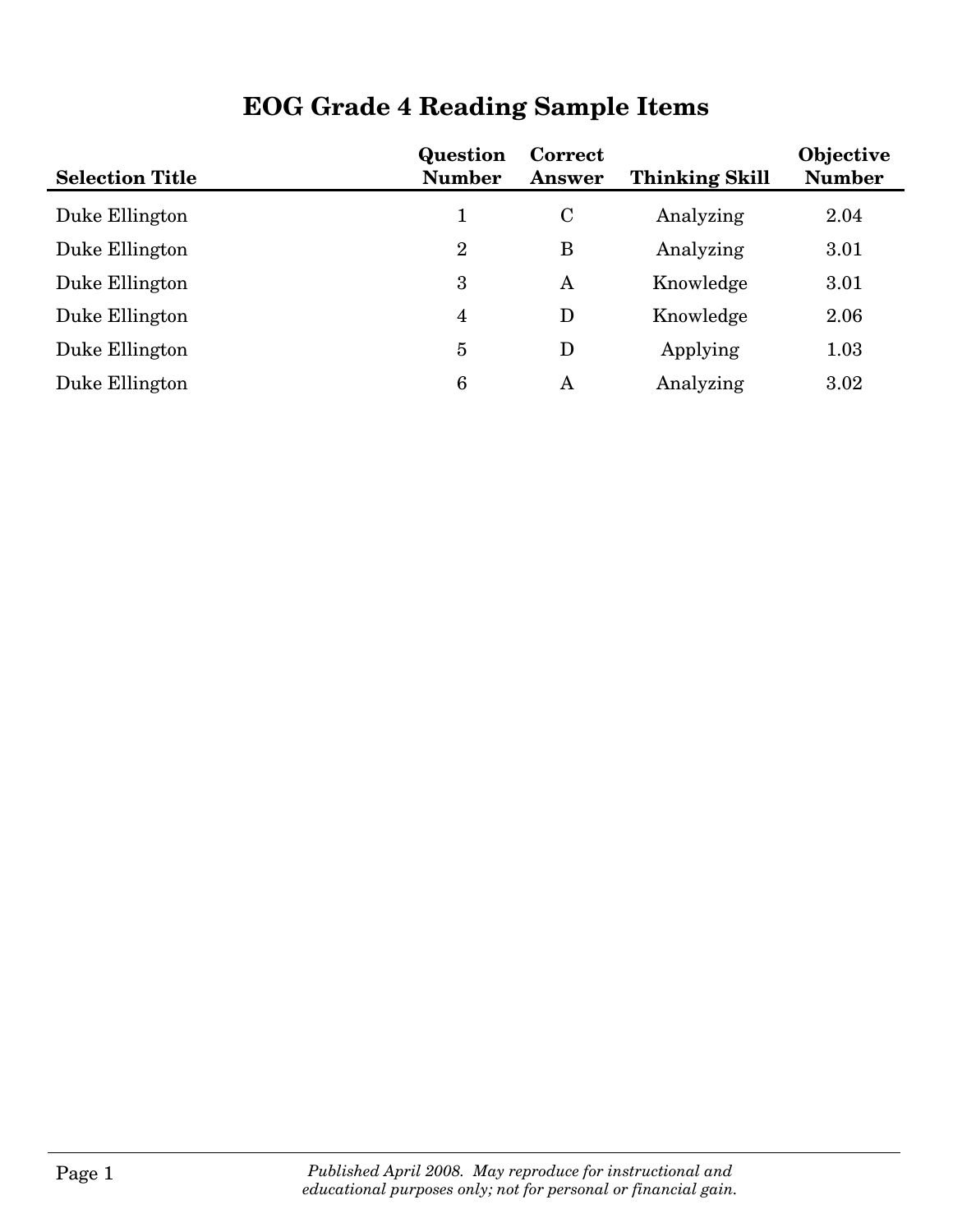# EOG Grade 4 Reading Sample Items

| Selection Title | Question Number | Correct Answer | Thinking Skill | Objective Number |
|---|---|---|---|---|
| Duke Ellington | 1 | C | Analyzing | 2.04 |
| Duke Ellington | 2 | B | Analyzing | 3.01 |
| Duke Ellington | 3 | A | Knowledge | 3.01 |
| Duke Ellington | 4 | D | Knowledge | 2.06 |
| Duke Ellington | 5 | D | Applying | 1.03 |
| Duke Ellington | 6 | A | Analyzing | 3.02 |

*Published April 2008. May reproduce for instructional and educational purposes only; not for personal or financial gain.*